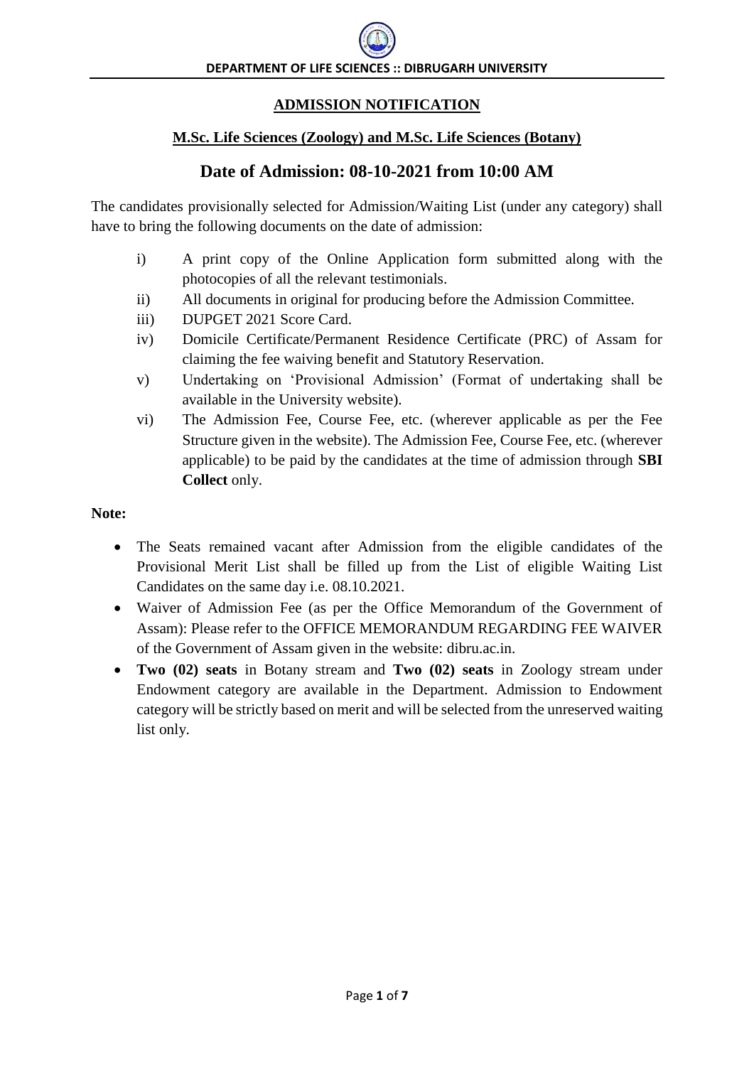**DEPARTMENT OF LIFE SCIENCES :: DIBRUGARH UNIVERSITY**

# ADMISSION NOTIFICATION

## M.Sc. Life Sciences (Zoology) and M.Sc. Life Sciences (Botany)

## Date of Admission: 08-10-2021 from 10:00 AM

The candidates provisionally selected for Admission/Waiting List (under any category) shall have to bring the following documents on the date of admission:

i) A print copy of the Online Application form submitted along with the photocopies of all the relevant testimonials.

ii) All documents in original for producing before the Admission Committee.

iii) DUPGET 2021 Score Card.

iv) Domicile Certificate/Permanent Residence Certificate (PRC) of Assam for claiming the fee waiving benefit and Statutory Reservation.

v) Undertaking on 'Provisional Admission' (Format of undertaking shall be available in the University website).

vi) The Admission Fee, Course Fee, etc. (wherever applicable as per the Fee Structure given in the website). The Admission Fee, Course Fee, etc. (wherever applicable) to be paid by the candidates at the time of admission through **SBI Collect** only.

**Note:**

- The Seats remained vacant after Admission from the eligible candidates of the Provisional Merit List shall be filled up from the List of eligible Waiting List Candidates on the same day i.e. 08.10.2021.
- Waiver of Admission Fee (as per the Office Memorandum of the Government of Assam): Please refer to the OFFICE MEMORANDUM REGARDING FEE WAIVER of the Government of Assam given in the website: dibru.ac.in.
- **Two (02) seats** in Botany stream and **Two (02) seats** in Zoology stream under Endowment category are available in the Department. Admission to Endowment category will be strictly based on merit and will be selected from the unreserved waiting list only.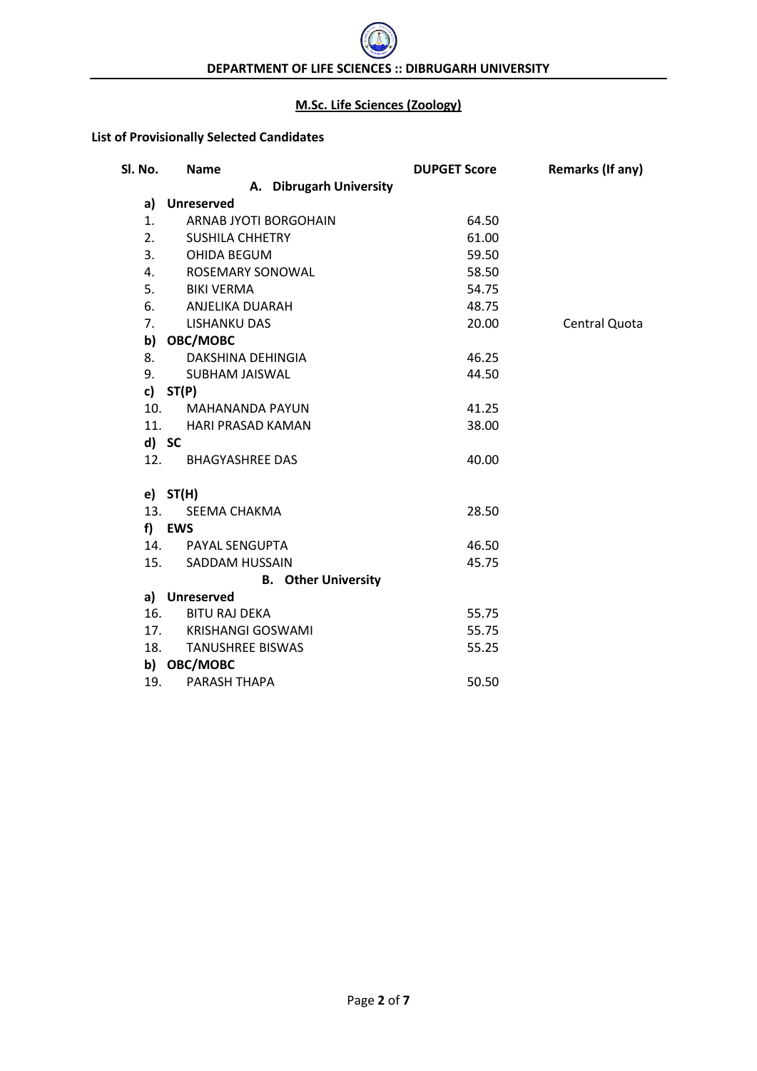**DEPARTMENT OF LIFE SCIENCES :: DIBRUGARH UNIVERSITY**

## M.Sc. Life Sciences (Zoology)

**List of Provisionally Selected Candidates**

| Sl. No. | Name | DUPGET Score | Remarks (If any) |
|---|---|---|---|
| | **A. Dibrugarh University** | | |
| **a)** | **Unreserved** | | |
| 1. | ARNAB JYOTI BORGOHAIN | 64.50 | |
| 2. | SUSHILA CHHETRY | 61.00 | |
| 3. | OHIDA BEGUM | 59.50 | |
| 4. | ROSEMARY SONOWAL | 58.50 | |
| 5. | BIKI VERMA | 54.75 | |
| 6. | ANJELIKA DUARAH | 48.75 | |
| 7. | LISHANKU DAS | 20.00 | Central Quota |
| **b)** | **OBC/MOBC** | | |
| 8. | DAKSHINA DEHINGIA | 46.25 | |
| 9. | SUBHAM JAISWAL | 44.50 | |
| **c)** | **ST(P)** | | |
| 10. | MAHANANDA PAYUN | 41.25 | |
| 11. | HARI PRASAD KAMAN | 38.00 | |
| **d)** | **SC** | | |
| 12. | BHAGYASHREE DAS | 40.00 | |
| **e)** | **ST(H)** | | |
| 13. | SEEMA CHAKMA | 28.50 | |
| **f)** | **EWS** | | |
| 14. | PAYAL SENGUPTA | 46.50 | |
| 15. | SADDAM HUSSAIN | 45.75 | |
| | **B. Other University** | | |
| **a)** | **Unreserved** | | |
| 16. | BITU RAJ DEKA | 55.75 | |
| 17. | KRISHANGI GOSWAMI | 55.75 | |
| 18. | TANUSHREE BISWAS | 55.25 | |
| **b)** | **OBC/MOBC** | | |
| 19. | PARASH THAPA | 50.50 | |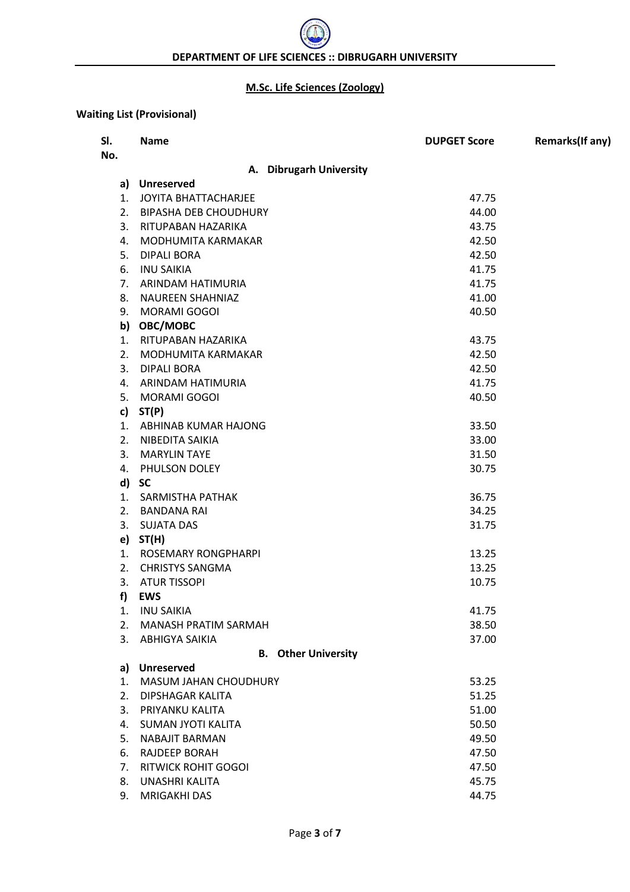**DEPARTMENT OF LIFE SCIENCES :: DIBRUGARH UNIVERSITY**

## M.Sc. Life Sciences (Zoology)

**Waiting List (Provisional)**

| Sl. No. | Name | DUPGET Score | Remarks(If any) |
|---|---|---|---|
| | **A. Dibrugarh University** | | |
| **a)** | **Unreserved** | | |
| 1. | JOYITA BHATTACHARJEE | 47.75 | |
| 2. | BIPASHA DEB CHOUDHURY | 44.00 | |
| 3. | RITUPABAN HAZARIKA | 43.75 | |
| 4. | MODHUMITA KARMAKAR | 42.50 | |
| 5. | DIPALI BORA | 42.50 | |
| 6. | INU SAIKIA | 41.75 | |
| 7. | ARINDAM HATIMURIA | 41.75 | |
| 8. | NAUREEN SHAHNIAZ | 41.00 | |
| 9. | MORAMI GOGOI | 40.50 | |
| **b)** | **OBC/MOBC** | | |
| 1. | RITUPABAN HAZARIKA | 43.75 | |
| 2. | MODHUMITA KARMAKAR | 42.50 | |
| 3. | DIPALI BORA | 42.50 | |
| 4. | ARINDAM HATIMURIA | 41.75 | |
| 5. | MORAMI GOGOI | 40.50 | |
| **c)** | **ST(P)** | | |
| 1. | ABHINAB KUMAR HAJONG | 33.50 | |
| 2. | NIBEDITA SAIKIA | 33.00 | |
| 3. | MARYLIN TAYE | 31.50 | |
| 4. | PHULSON DOLEY | 30.75 | |
| **d)** | **SC** | | |
| 1. | SARMISTHA PATHAK | 36.75 | |
| 2. | BANDANA RAI | 34.25 | |
| 3. | SUJATA DAS | 31.75 | |
| **e)** | **ST(H)** | | |
| 1. | ROSEMARY RONGPHARPI | 13.25 | |
| 2. | CHRISTYS SANGMA | 13.25 | |
| 3. | ATUR TISSOPI | 10.75 | |
| **f)** | **EWS** | | |
| 1. | INU SAIKIA | 41.75 | |
| 2. | MANASH PRATIM SARMAH | 38.50 | |
| 3. | ABHIGYA SAIKIA | 37.00 | |
| | **B. Other University** | | |
| **a)** | **Unreserved** | | |
| 1. | MASUM JAHAN CHOUDHURY | 53.25 | |
| 2. | DIPSHAGAR KALITA | 51.25 | |
| 3. | PRIYANKU KALITA | 51.00 | |
| 4. | SUMAN JYOTI KALITA | 50.50 | |
| 5. | NABAJIT BARMAN | 49.50 | |
| 6. | RAJDEEP BORAH | 47.50 | |
| 7. | RITWICK ROHIT GOGOI | 47.50 | |
| 8. | UNASHRI KALITA | 45.75 | |
| 9. | MRIGAKHI DAS | 44.75 | |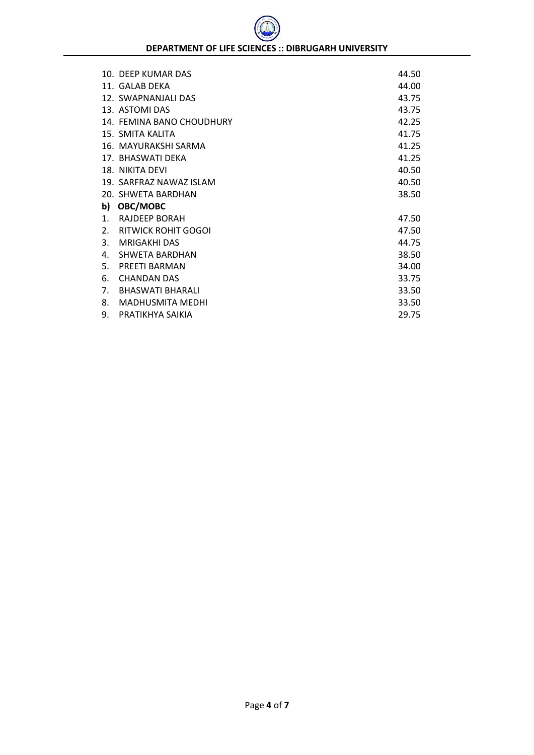| | |
|---|---|
| 10. DEEP KUMAR DAS | 44.50 |
| 11. GALAB DEKA | 44.00 |
| 12. SWAPNANJALI DAS | 43.75 |
| 13. ASTOMI DAS | 43.75 |
| 14. FEMINA BANO CHOUDHURY | 42.25 |
| 15. SMITA KALITA | 41.75 |
| 16. MAYURAKSHI SARMA | 41.25 |
| 17. BHASWATI DEKA | 41.25 |
| 18. NIKITA DEVI | 40.50 |
| 19. SARFRAZ NAWAZ ISLAM | 40.50 |
| 20. SHWETA BARDHAN | 38.50 |

**b) OBC/MOBC**

| | |
|---|---|
| 1. RAJDEEP BORAH | 47.50 |
| 2. RITWICK ROHIT GOGOI | 47.50 |
| 3. MRIGAKHI DAS | 44.75 |
| 4. SHWETA BARDHAN | 38.50 |
| 5. PREETI BARMAN | 34.00 |
| 6. CHANDAN DAS | 33.75 |
| 7. BHASWATI BHARALI | 33.50 |
| 8. MADHUSMITA MEDHI | 33.50 |
| 9. PRATIKHYA SAIKIA | 29.75 |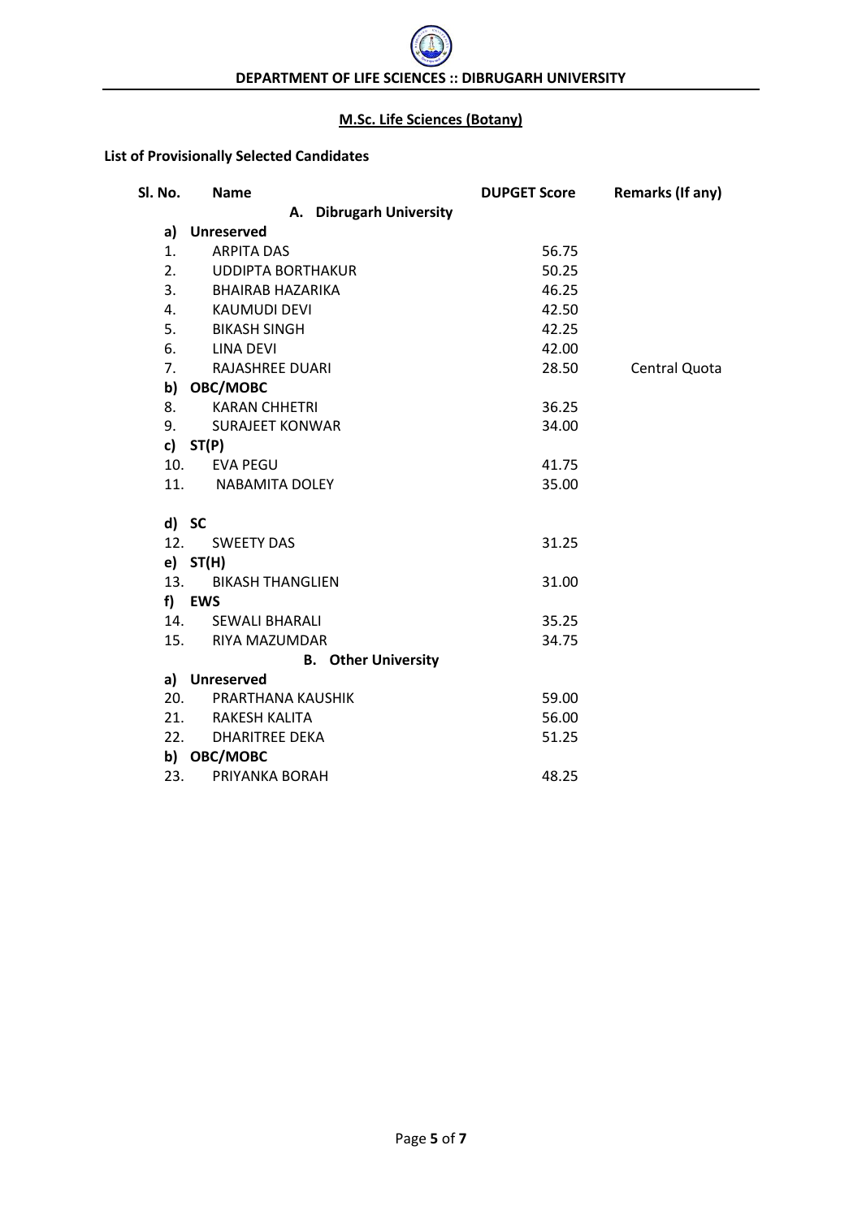**DEPARTMENT OF LIFE SCIENCES :: DIBRUGARH UNIVERSITY**

## M.Sc. Life Sciences (Botany)

**List of Provisionally Selected Candidates**

| Sl. No. | Name | DUPGET Score | Remarks (If any) |
|---|---|---|---|
| | **A. Dibrugarh University** | | |
| **a)** | **Unreserved** | | |
| 1. | ARPITA DAS | 56.75 | |
| 2. | UDDIPTA BORTHAKUR | 50.25 | |
| 3. | BHAIRAB HAZARIKA | 46.25 | |
| 4. | KAUMUDI DEVI | 42.50 | |
| 5. | BIKASH SINGH | 42.25 | |
| 6. | LINA DEVI | 42.00 | |
| 7. | RAJASHREE DUARI | 28.50 | Central Quota |
| **b)** | **OBC/MOBC** | | |
| 8. | KARAN CHHETRI | 36.25 | |
| 9. | SURAJEET KONWAR | 34.00 | |
| **c)** | **ST(P)** | | |
| 10. | EVA PEGU | 41.75 | |
| 11. | NABAMITA DOLEY | 35.00 | |
| **d)** | **SC** | | |
| 12. | SWEETY DAS | 31.25 | |
| **e)** | **ST(H)** | | |
| 13. | BIKASH THANGLIEN | 31.00 | |
| **f)** | **EWS** | | |
| 14. | SEWALI BHARALI | 35.25 | |
| 15. | RIYA MAZUMDAR | 34.75 | |
| | **B. Other University** | | |
| **a)** | **Unreserved** | | |
| 20. | PRARTHANA KAUSHIK | 59.00 | |
| 21. | RAKESH KALITA | 56.00 | |
| 22. | DHARITREE DEKA | 51.25 | |
| **b)** | **OBC/MOBC** | | |
| 23. | PRIYANKA BORAH | 48.25 | |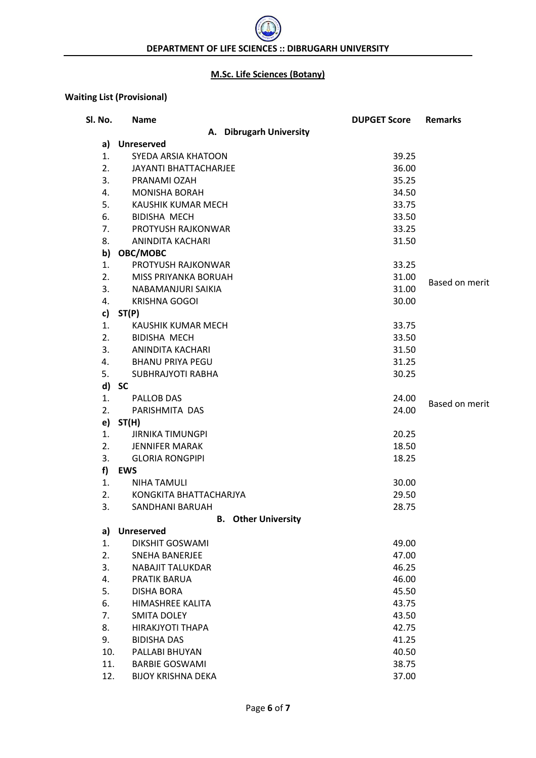**DEPARTMENT OF LIFE SCIENCES :: DIBRUGARH UNIVERSITY**

## M.Sc. Life Sciences (Botany)

**Waiting List (Provisional)**

| Sl. No. | Name | DUPGET Score | Remarks |
|---|---|---|---|
| | **A. Dibrugarh University** | | |
| **a)** | **Unreserved** | | |
| 1. | SYEDA ARSIA KHATOON | 39.25 | |
| 2. | JAYANTI BHATTACHARJEE | 36.00 | |
| 3. | PRANAMI OZAH | 35.25 | |
| 4. | MONISHA BORAH | 34.50 | |
| 5. | KAUSHIK KUMAR MECH | 33.75 | |
| 6. | BIDISHA MECH | 33.50 | |
| 7. | PROTYUSH RAJKONWAR | 33.25 | |
| 8. | ANINDITA KACHARI | 31.50 | |
| **b)** | **OBC/MOBC** | | |
| 1. | PROTYUSH RAJKONWAR | 33.25 | |
| 2. | MISS PRIYANKA BORUAH | 31.00 | Based on merit |
| 3. | NABAMANJURI SAIKIA | 31.00 | |
| 4. | KRISHNA GOGOI | 30.00 | |
| **c)** | **ST(P)** | | |
| 1. | KAUSHIK KUMAR MECH | 33.75 | |
| 2. | BIDISHA MECH | 33.50 | |
| 3. | ANINDITA KACHARI | 31.50 | |
| 4. | BHANU PRIYA PEGU | 31.25 | |
| 5. | SUBHRAJYOTI RABHA | 30.25 | |
| **d)** | **SC** | | |
| 1. | PALLOB DAS | 24.00 | Based on merit |
| 2. | PARISHMITA DAS | 24.00 | |
| **e)** | **ST(H)** | | |
| 1. | JIRNIKA TIMUNGPI | 20.25 | |
| 2. | JENNIFER MARAK | 18.50 | |
| 3. | GLORIA RONGPIPI | 18.25 | |
| **f)** | **EWS** | | |
| 1. | NIHA TAMULI | 30.00 | |
| 2. | KONGKITA BHATTACHARJYA | 29.50 | |
| 3. | SANDHANI BARUAH | 28.75 | |
| | **B. Other University** | | |
| **a)** | **Unreserved** | | |
| 1. | DIKSHIT GOSWAMI | 49.00 | |
| 2. | SNEHA BANERJEE | 47.00 | |
| 3. | NABAJIT TALUKDAR | 46.25 | |
| 4. | PRATIK BARUA | 46.00 | |
| 5. | DISHA BORA | 45.50 | |
| 6. | HIMASHREE KALITA | 43.75 | |
| 7. | SMITA DOLEY | 43.50 | |
| 8. | HIRAKJYOTI THAPA | 42.75 | |
| 9. | BIDISHA DAS | 41.25 | |
| 10. | PALLABI BHUYAN | 40.50 | |
| 11. | BARBIE GOSWAMI | 38.75 | |
| 12. | BIJOY KRISHNA DEKA | 37.00 | |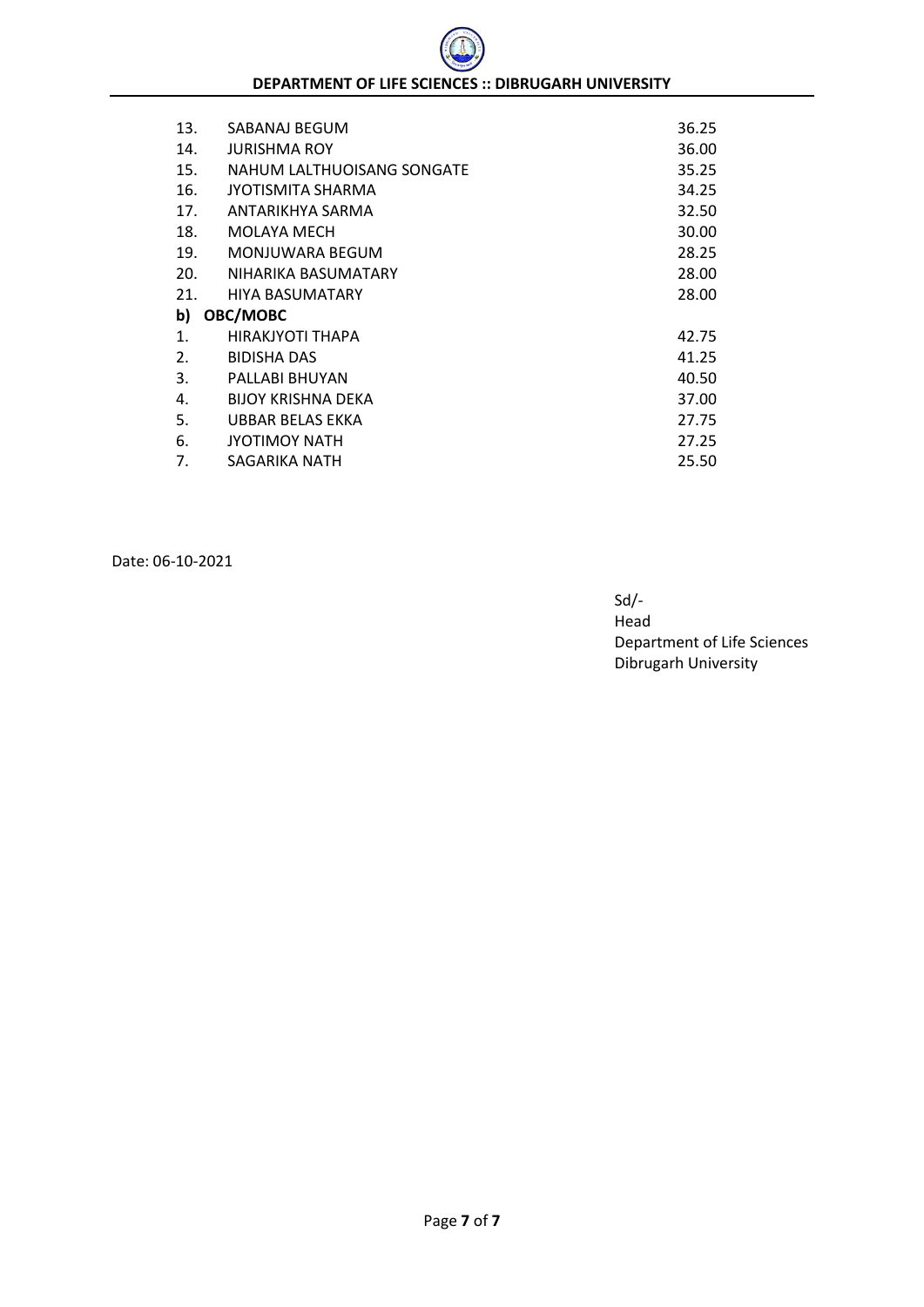| | | |
|---|---|---|
| 13. | SABANAJ BEGUM | 36.25 |
| 14. | JURISHMA ROY | 36.00 |
| 15. | NAHUM LALTHUOISANG SONGATE | 35.25 |
| 16. | JYOTISMITA SHARMA | 34.25 |
| 17. | ANTARIKHYA SARMA | 32.50 |
| 18. | MOLAYA MECH | 30.00 |
| 19. | MONJUWARA BEGUM | 28.25 |
| 20. | NIHARIKA BASUMATARY | 28.00 |
| 21. | HIYA BASUMATARY | 28.00 |
| **b)** | **OBC/MOBC** | |
| 1. | HIRAKJYOTI THAPA | 42.75 |
| 2. | BIDISHA DAS | 41.25 |
| 3. | PALLABI BHUYAN | 40.50 |
| 4. | BIJOY KRISHNA DEKA | 37.00 |
| 5. | UBBAR BELAS EKKA | 27.75 |
| 6. | JYOTIMOY NATH | 27.25 |
| 7. | SAGARIKA NATH | 25.50 |

Date: 06-10-2021

Sd/-
Head
Department of Life Sciences
Dibrugarh University